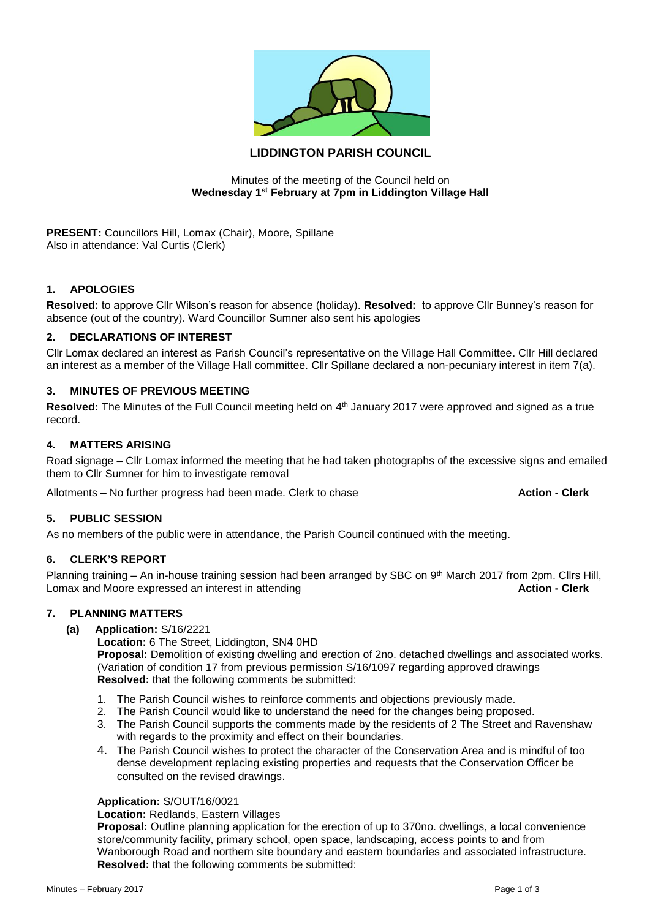# LIDDINGTON PARISH COUNCIL

Minutes of the meeting of the Council held on
**Wednesday 1st February at 7pm in Liddington Village Hall**

**PRESENT:** Councillors Hill, Lomax (Chair), Moore, Spillane
Also in attendance: Val Curtis (Clerk)

## 1. APOLOGIES

**Resolved:** to approve Cllr Wilson's reason for absence (holiday). **Resolved:** to approve Cllr Bunney's reason for absence (out of the country). Ward Councillor Sumner also sent his apologies

## 2. DECLARATIONS OF INTEREST

Cllr Lomax declared an interest as Parish Council's representative on the Village Hall Committee. Cllr Hill declared an interest as a member of the Village Hall committee. Cllr Spillane declared a non-pecuniary interest in item 7(a).

## 3. MINUTES OF PREVIOUS MEETING

**Resolved:** The Minutes of the Full Council meeting held on 4th January 2017 were approved and signed as a true record.

## 4. MATTERS ARISING

Road signage – Cllr Lomax informed the meeting that he had taken photographs of the excessive signs and emailed them to Cllr Sumner for him to investigate removal

Allotments – No further progress had been made. Clerk to chase **Action - Clerk**

## 5. PUBLIC SESSION

As no members of the public were in attendance, the Parish Council continued with the meeting.

## 6. CLERK'S REPORT

Planning training – An in-house training session had been arranged by SBC on 9th March 2017 from 2pm. Cllrs Hill, Lomax and Moore expressed an interest in attending **Action - Clerk**

## 7. PLANNING MATTERS

**(a) Application:** S/16/2221

**Location:** 6 The Street, Liddington, SN4 0HD

**Proposal:** Demolition of existing dwelling and erection of 2no. detached dwellings and associated works. (Variation of condition 17 from previous permission S/16/1097 regarding approved drawings

**Resolved:** that the following comments be submitted:

1. The Parish Council wishes to reinforce comments and objections previously made.
2. The Parish Council would like to understand the need for the changes being proposed.
3. The Parish Council supports the comments made by the residents of 2 The Street and Ravenshaw with regards to the proximity and effect on their boundaries.
4. The Parish Council wishes to protect the character of the Conservation Area and is mindful of too dense development replacing existing properties and requests that the Conservation Officer be consulted on the revised drawings.

**Application:** S/OUT/16/0021

**Location:** Redlands, Eastern Villages

**Proposal:** Outline planning application for the erection of up to 370no. dwellings, a local convenience store/community facility, primary school, open space, landscaping, access points to and from Wanborough Road and northern site boundary and eastern boundaries and associated infrastructure.

**Resolved:** that the following comments be submitted: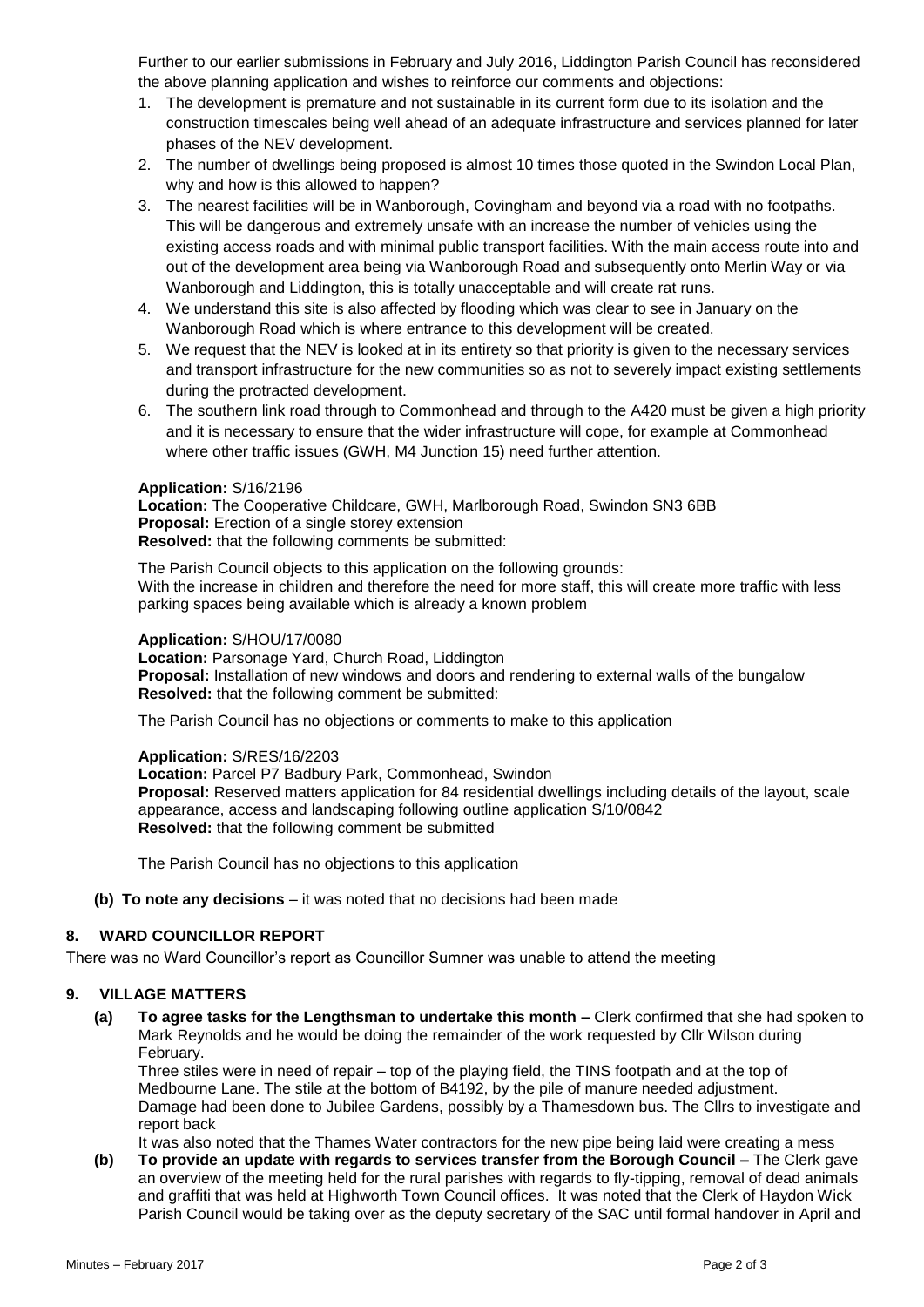Further to our earlier submissions in February and July 2016, Liddington Parish Council has reconsidered the above planning application and wishes to reinforce our comments and objections:

1. The development is premature and not sustainable in its current form due to its isolation and the construction timescales being well ahead of an adequate infrastructure and services planned for later phases of the NEV development.
2. The number of dwellings being proposed is almost 10 times those quoted in the Swindon Local Plan, why and how is this allowed to happen?
3. The nearest facilities will be in Wanborough, Covingham and beyond via a road with no footpaths. This will be dangerous and extremely unsafe with an increase the number of vehicles using the existing access roads and with minimal public transport facilities. With the main access route into and out of the development area being via Wanborough Road and subsequently onto Merlin Way or via Wanborough and Liddington, this is totally unacceptable and will create rat runs.
4. We understand this site is also affected by flooding which was clear to see in January on the Wanborough Road which is where entrance to this development will be created.
5. We request that the NEV is looked at in its entirety so that priority is given to the necessary services and transport infrastructure for the new communities so as not to severely impact existing settlements during the protracted development.
6. The southern link road through to Commonhead and through to the A420 must be given a high priority and it is necessary to ensure that the wider infrastructure will cope, for example at Commonhead where other traffic issues (GWH, M4 Junction 15) need further attention.

**Application:** S/16/2196
**Location:** The Cooperative Childcare, GWH, Marlborough Road, Swindon SN3 6BB
**Proposal:** Erection of a single storey extension
**Resolved:** that the following comments be submitted:

The Parish Council objects to this application on the following grounds:
With the increase in children and therefore the need for more staff, this will create more traffic with less parking spaces being available which is already a known problem

**Application:** S/HOU/17/0080
**Location:** Parsonage Yard, Church Road, Liddington
**Proposal:** Installation of new windows and doors and rendering to external walls of the bungalow
**Resolved:** that the following comment be submitted:

The Parish Council has no objections or comments to make to this application

**Application:** S/RES/16/2203
**Location:** Parcel P7 Badbury Park, Commonhead, Swindon
**Proposal:** Reserved matters application for 84 residential dwellings including details of the layout, scale appearance, access and landscaping following outline application S/10/0842
**Resolved:** that the following comment be submitted

The Parish Council has no objections to this application

**(b) To note any decisions** – it was noted that no decisions had been made

## 8. WARD COUNCILLOR REPORT

There was no Ward Councillor's report as Councillor Sumner was unable to attend the meeting

## 9. VILLAGE MATTERS

**(a) To agree tasks for the Lengthsman to undertake this month –** Clerk confirmed that she had spoken to Mark Reynolds and he would be doing the remainder of the work requested by Cllr Wilson during February.
Three stiles were in need of repair – top of the playing field, the TINS footpath and at the top of Medbourne Lane. The stile at the bottom of B4192, by the pile of manure needed adjustment.
Damage had been done to Jubilee Gardens, possibly by a Thamesdown bus. The Cllrs to investigate and report back
It was also noted that the Thames Water contractors for the new pipe being laid were creating a mess

**(b) To provide an update with regards to services transfer from the Borough Council –** The Clerk gave an overview of the meeting held for the rural parishes with regards to fly-tipping, removal of dead animals and graffiti that was held at Highworth Town Council offices. It was noted that the Clerk of Haydon Wick Parish Council would be taking over as the deputy secretary of the SAC until formal handover in April and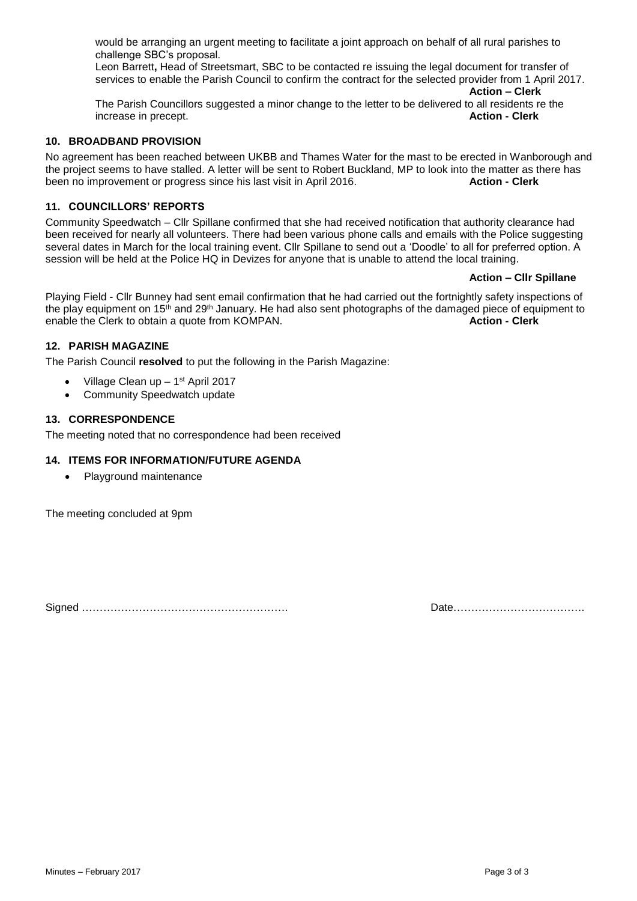would be arranging an urgent meeting to facilitate a joint approach on behalf of all rural parishes to challenge SBC's proposal.

Leon Barrett**,** Head of Streetsmart, SBC to be contacted re issuing the legal document for transfer of services to enable the Parish Council to confirm the contract for the selected provider from 1 April 2017.

**Action – Clerk**

The Parish Councillors suggested a minor change to the letter to be delivered to all residents re the increase in precept. **Action - Clerk**

### 10. BROADBAND PROVISION

No agreement has been reached between UKBB and Thames Water for the mast to be erected in Wanborough and the project seems to have stalled. A letter will be sent to Robert Buckland, MP to look into the matter as there has been no improvement or progress since his last visit in April 2016. **Action - Clerk**

### 11. COUNCILLORS' REPORTS

Community Speedwatch – Cllr Spillane confirmed that she had received notification that authority clearance had been received for nearly all volunteers. There had been various phone calls and emails with the Police suggesting several dates in March for the local training event. Cllr Spillane to send out a 'Doodle' to all for preferred option. A session will be held at the Police HQ in Devizes for anyone that is unable to attend the local training.

**Action – Cllr Spillane**

Playing Field - Cllr Bunney had sent email confirmation that he had carried out the fortnightly safety inspections of the play equipment on 15th and 29th January. He had also sent photographs of the damaged piece of equipment to enable the Clerk to obtain a quote from KOMPAN. **Action - Clerk**

### 12. PARISH MAGAZINE

The Parish Council **resolved** to put the following in the Parish Magazine:

- Village Clean up – 1st April 2017
- Community Speedwatch update

### 13. CORRESPONDENCE

The meeting noted that no correspondence had been received

### 14. ITEMS FOR INFORMATION/FUTURE AGENDA

- Playground maintenance

The meeting concluded at 9pm

Signed …………………………………………………. Date……………………………….